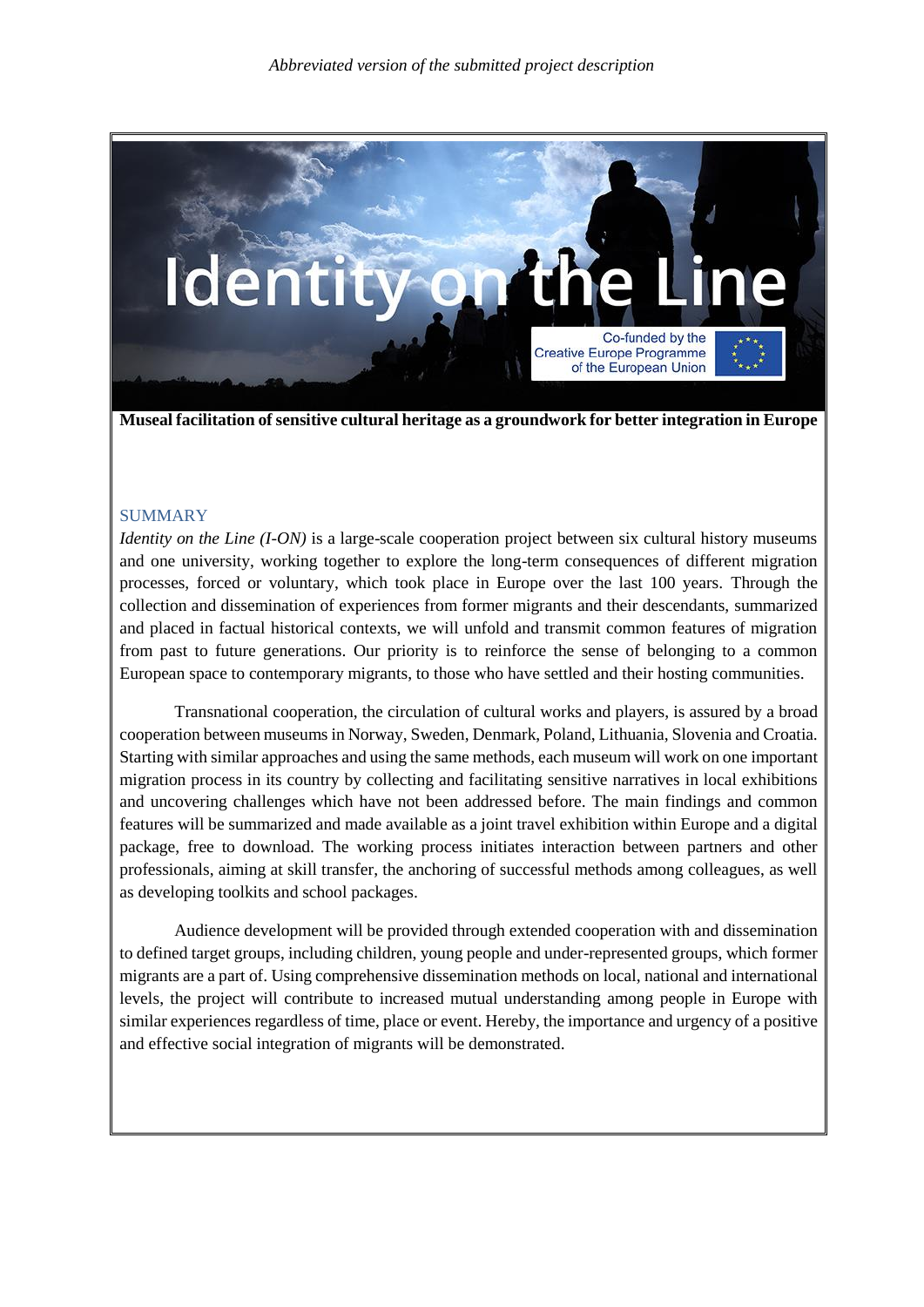*Abbreviated version of the submitted project description*

# Identity on the Line

Co-funded by the Creative Europe Programme of the European Union

**Museal facilitation of sensitive cultural heritage as a groundwork for better integration in Europe**

## SUMMARY

*Identity on the Line (I-ON)* is a large-scale cooperation project between six cultural history museums and one university, working together to explore the long-term consequences of different migration processes, forced or voluntary, which took place in Europe over the last 100 years. Through the collection and dissemination of experiences from former migrants and their descendants, summarized and placed in factual historical contexts, we will unfold and transmit common features of migration from past to future generations. Our priority is to reinforce the sense of belonging to a common European space to contemporary migrants, to those who have settled and their hosting communities.

Transnational cooperation, the circulation of cultural works and players, is assured by a broad cooperation between museums in Norway, Sweden, Denmark, Poland, Lithuania, Slovenia and Croatia. Starting with similar approaches and using the same methods, each museum will work on one important migration process in its country by collecting and facilitating sensitive narratives in local exhibitions and uncovering challenges which have not been addressed before. The main findings and common features will be summarized and made available as a joint travel exhibition within Europe and a digital package, free to download. The working process initiates interaction between partners and other professionals, aiming at skill transfer, the anchoring of successful methods among colleagues, as well as developing toolkits and school packages.

Audience development will be provided through extended cooperation with and dissemination to defined target groups, including children, young people and under-represented groups, which former migrants are a part of. Using comprehensive dissemination methods on local, national and international levels, the project will contribute to increased mutual understanding among people in Europe with similar experiences regardless of time, place or event. Hereby, the importance and urgency of a positive and effective social integration of migrants will be demonstrated.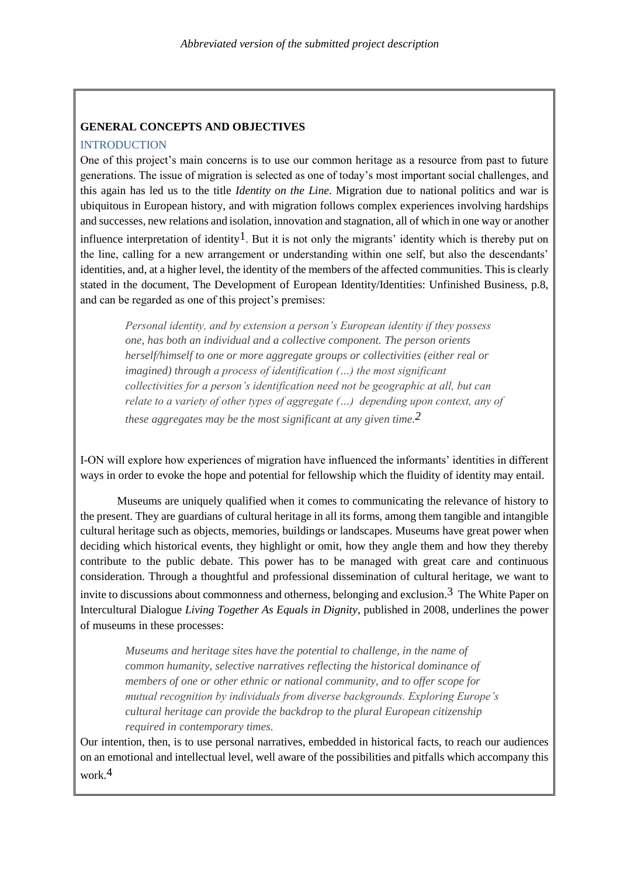## GENERAL CONCEPTS AND OBJECTIVES

### INTRODUCTION

One of this project's main concerns is to use our common heritage as a resource from past to future generations. The issue of migration is selected as one of today's most important social challenges, and this again has led us to the title *Identity on the Line*. Migration due to national politics and war is ubiquitous in European history, and with migration follows complex experiences involving hardships and successes, new relations and isolation, innovation and stagnation, all of which in one way or another influence interpretation of identity[1]. But it is not only the migrants' identity which is thereby put on the line, calling for a new arrangement or understanding within one self, but also the descendants' identities, and, at a higher level, the identity of the members of the affected communities. This is clearly stated in the document, The Development of European Identity/Identities: Unfinished Business, p.8, and can be regarded as one of this project's premises:

> *Personal identity, and by extension a person's European identity if they possess one, has both an individual and a collective component. The person orients herself/himself to one or more aggregate groups or collectivities (either real or imagined) through a process of identification (…) the most significant collectivities for a person's identification need not be geographic at all, but can relate to a variety of other types of aggregate (…) depending upon context, any of these aggregates may be the most significant at any given time.*[2]

I-ON will explore how experiences of migration have influenced the informants' identities in different ways in order to evoke the hope and potential for fellowship which the fluidity of identity may entail.

Museums are uniquely qualified when it comes to communicating the relevance of history to the present. They are guardians of cultural heritage in all its forms, among them tangible and intangible cultural heritage such as objects, memories, buildings or landscapes. Museums have great power when deciding which historical events, they highlight or omit, how they angle them and how they thereby contribute to the public debate. This power has to be managed with great care and continuous consideration. Through a thoughtful and professional dissemination of cultural heritage, we want to invite to discussions about commonness and otherness, belonging and exclusion.[3] The White Paper on Intercultural Dialogue *Living Together As Equals in Dignity*, published in 2008, underlines the power of museums in these processes:

> *Museums and heritage sites have the potential to challenge, in the name of common humanity, selective narratives reflecting the historical dominance of members of one or other ethnic or national community, and to offer scope for mutual recognition by individuals from diverse backgrounds. Exploring Europe's cultural heritage can provide the backdrop to the plural European citizenship required in contemporary times.*

Our intention, then, is to use personal narratives, embedded in historical facts, to reach our audiences on an emotional and intellectual level, well aware of the possibilities and pitfalls which accompany this work.[4]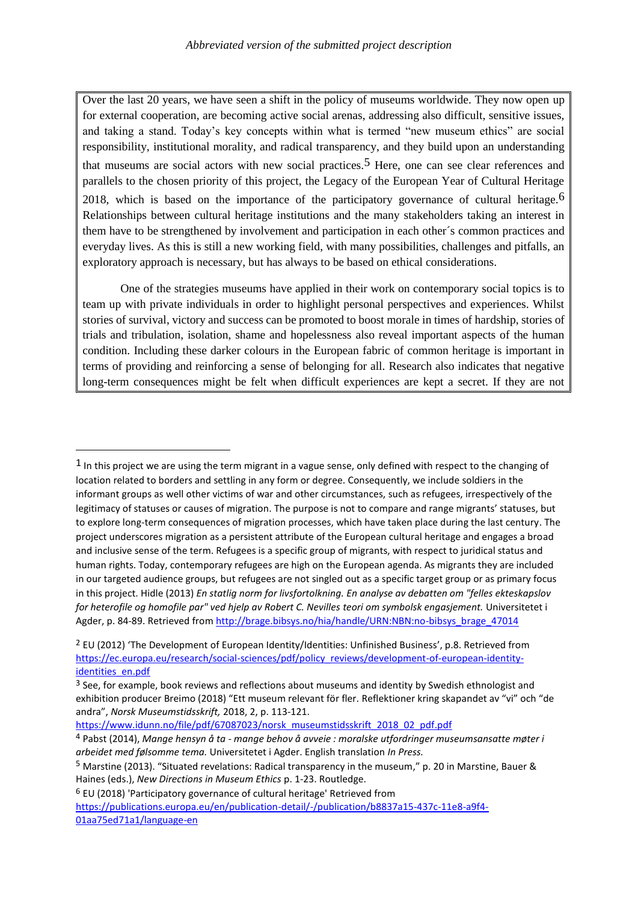Over the last 20 years, we have seen a shift in the policy of museums worldwide. They now open up for external cooperation, are becoming active social arenas, addressing also difficult, sensitive issues, and taking a stand. Today's key concepts within what is termed "new museum ethics" are social responsibility, institutional morality, and radical transparency, and they build upon an understanding that museums are social actors with new social practices.[5] Here, one can see clear references and parallels to the chosen priority of this project, the Legacy of the European Year of Cultural Heritage 2018, which is based on the importance of the participatory governance of cultural heritage.[6] Relationships between cultural heritage institutions and the many stakeholders taking an interest in them have to be strengthened by involvement and participation in each other´s common practices and everyday lives. As this is still a new working field, with many possibilities, challenges and pitfalls, an exploratory approach is necessary, but has always to be based on ethical considerations.

One of the strategies museums have applied in their work on contemporary social topics is to team up with private individuals in order to highlight personal perspectives and experiences. Whilst stories of survival, victory and success can be promoted to boost morale in times of hardship, stories of trials and tribulation, isolation, shame and hopelessness also reveal important aspects of the human condition. Including these darker colours in the European fabric of common heritage is important in terms of providing and reinforcing a sense of belonging for all. Research also indicates that negative long-term consequences might be felt when difficult experiences are kept a secret. If they are not

---

[1] In this project we are using the term migrant in a vague sense, only defined with respect to the changing of location related to borders and settling in any form or degree. Consequently, we include soldiers in the informant groups as well other victims of war and other circumstances, such as refugees, irrespectively of the legitimacy of statuses or causes of migration. The purpose is not to compare and range migrants' statuses, but to explore long-term consequences of migration processes, which have taken place during the last century. The project underscores migration as a persistent attribute of the European cultural heritage and engages a broad and inclusive sense of the term. Refugees is a specific group of migrants, with respect to juridical status and human rights. Today, contemporary refugees are high on the European agenda. As migrants they are included in our targeted audience groups, but refugees are not singled out as a specific target group or as primary focus in this project. Hidle (2013) *En statlig norm for livsfortolkning. En analyse av debatten om "felles ekteskapslov for heterofile og homofile par" ved hjelp av Robert C. Nevilles teori om symbolsk engasjement.* Universitetet i Agder, p. 84-89. Retrieved from http://brage.bibsys.no/hia/handle/URN:NBN:no-bibsys_brage_47014

[2] EU (2012) 'The Development of European Identity/Identities: Unfinished Business', p.8. Retrieved from https://ec.europa.eu/research/social-sciences/pdf/policy_reviews/development-of-european-identity-identities_en.pdf

[3] See, for example, book reviews and reflections about museums and identity by Swedish ethnologist and exhibition producer Breimo (2018) "Ett museum relevant för fler. Reflektioner kring skapandet av "vi" och "de andra", *Norsk Museumstidsskrift,* 2018, 2, p. 113-121. https://www.idunn.no/file/pdf/67087023/norsk_museumstidsskrift_2018_02_pdf.pdf

[4] Pabst (2014), *Mange hensyn å ta - mange behov å avveie : moralske utfordringer museumsansatte møter i arbeidet med følsomme tema.* Universitetet i Agder. English translation *In Press.*

[5] Marstine (2013). "Situated revelations: Radical transparency in the museum," p. 20 in Marstine, Bauer & Haines (eds.), *New Directions in Museum Ethics* p. 1-23. Routledge.

[6] EU (2018) 'Participatory governance of cultural heritage' Retrieved from https://publications.europa.eu/en/publication-detail/-/publication/b8837a15-437c-11e8-a9f4-01aa75ed71a1/language-en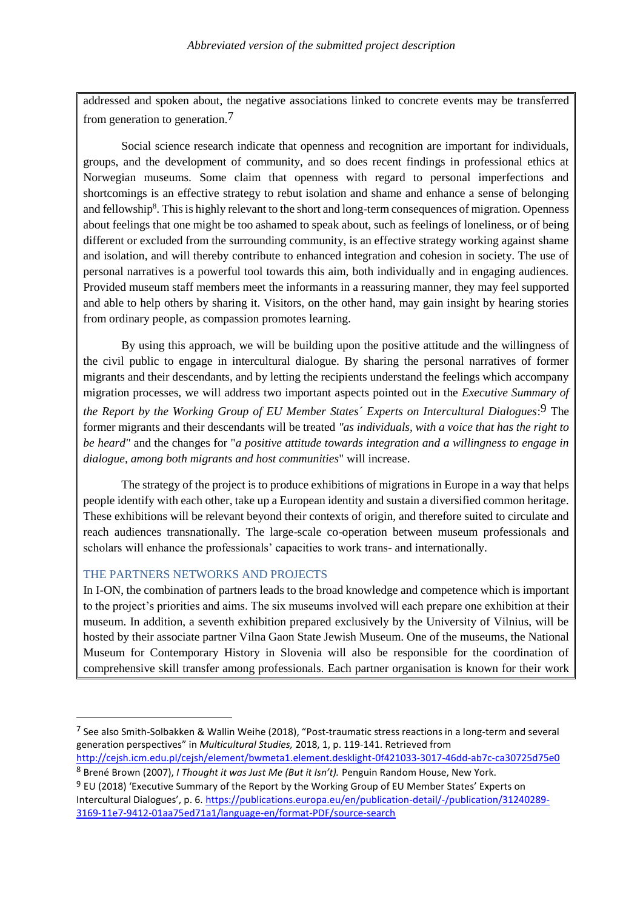addressed and spoken about, the negative associations linked to concrete events may be transferred from generation to generation.[7]

Social science research indicate that openness and recognition are important for individuals, groups, and the development of community, and so does recent findings in professional ethics at Norwegian museums. Some claim that openness with regard to personal imperfections and shortcomings is an effective strategy to rebut isolation and shame and enhance a sense of belonging and fellowship[8]. This is highly relevant to the short and long-term consequences of migration. Openness about feelings that one might be too ashamed to speak about, such as feelings of loneliness, or of being different or excluded from the surrounding community, is an effective strategy working against shame and isolation, and will thereby contribute to enhanced integration and cohesion in society. The use of personal narratives is a powerful tool towards this aim, both individually and in engaging audiences. Provided museum staff members meet the informants in a reassuring manner, they may feel supported and able to help others by sharing it. Visitors, on the other hand, may gain insight by hearing stories from ordinary people, as compassion promotes learning.

By using this approach, we will be building upon the positive attitude and the willingness of the civil public to engage in intercultural dialogue. By sharing the personal narratives of former migrants and their descendants, and by letting the recipients understand the feelings which accompany migration processes, we will address two important aspects pointed out in the *Executive Summary of the Report by the Working Group of EU Member States´ Experts on Intercultural Dialogues*:[9] The former migrants and their descendants will be treated *"as individuals, with a voice that has the right to be heard"* and the changes for "*a positive attitude towards integration and a willingness to engage in dialogue, among both migrants and host communities*" will increase.

The strategy of the project is to produce exhibitions of migrations in Europe in a way that helps people identify with each other, take up a European identity and sustain a diversified common heritage. These exhibitions will be relevant beyond their contexts of origin, and therefore suited to circulate and reach audiences transnationally. The large-scale co-operation between museum professionals and scholars will enhance the professionals' capacities to work trans- and internationally.

## THE PARTNERS NETWORKS AND PROJECTS

In I-ON, the combination of partners leads to the broad knowledge and competence which is important to the project's priorities and aims. The six museums involved will each prepare one exhibition at their museum. In addition, a seventh exhibition prepared exclusively by the University of Vilnius, will be hosted by their associate partner Vilna Gaon State Jewish Museum. One of the museums, the National Museum for Contemporary History in Slovenia will also be responsible for the coordination of comprehensive skill transfer among professionals. Each partner organisation is known for their work

---

[7] See also Smith-Solbakken & Wallin Weihe (2018), "Post-traumatic stress reactions in a long-term and several generation perspectives" in *Multicultural Studies,* 2018, 1, p. 119-141. Retrieved from http://cejsh.icm.edu.pl/cejsh/element/bwmeta1.element.desklight-0f421033-3017-46dd-ab7c-ca30725d75e0

[8] Brené Brown (2007), *I Thought it was Just Me (But it Isn't).* Penguin Random House, New York.

[9] EU (2018) 'Executive Summary of the Report by the Working Group of EU Member States' Experts on Intercultural Dialogues', p. 6. https://publications.europa.eu/en/publication-detail/-/publication/31240289-3169-11e7-9412-01aa75ed71a1/language-en/format-PDF/source-search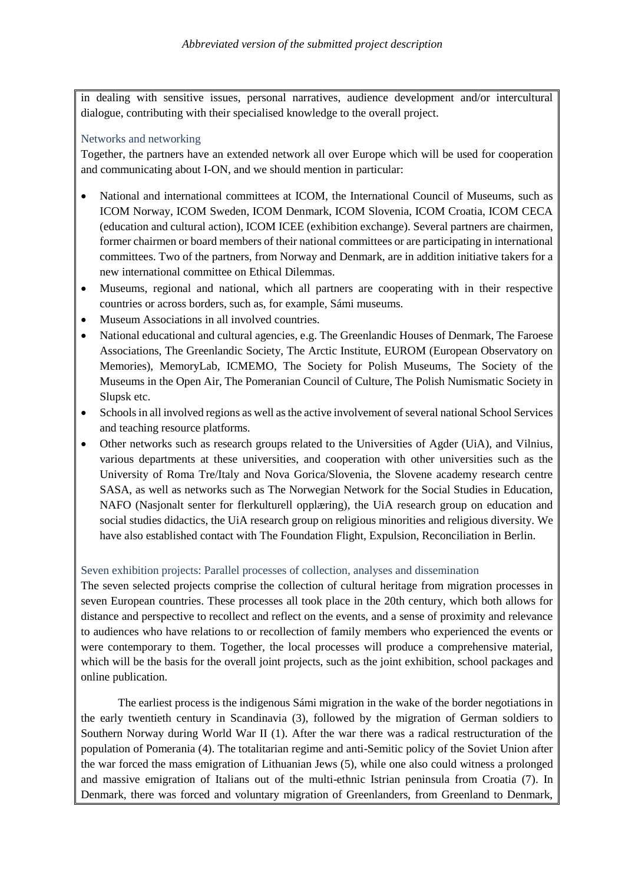in dealing with sensitive issues, personal narratives, audience development and/or intercultural dialogue, contributing with their specialised knowledge to the overall project.

### Networks and networking

Together, the partners have an extended network all over Europe which will be used for cooperation and communicating about I-ON, and we should mention in particular:

- National and international committees at ICOM, the International Council of Museums, such as ICOM Norway, ICOM Sweden, ICOM Denmark, ICOM Slovenia, ICOM Croatia, ICOM CECA (education and cultural action), ICOM ICEE (exhibition exchange). Several partners are chairmen, former chairmen or board members of their national committees or are participating in international committees. Two of the partners, from Norway and Denmark, are in addition initiative takers for a new international committee on Ethical Dilemmas.
- Museums, regional and national, which all partners are cooperating with in their respective countries or across borders, such as, for example, Sámi museums.
- Museum Associations in all involved countries.
- National educational and cultural agencies, e.g. The Greenlandic Houses of Denmark, The Faroese Associations, The Greenlandic Society, The Arctic Institute, EUROM (European Observatory on Memories), MemoryLab, ICMEMO, The Society for Polish Museums, The Society of the Museums in the Open Air, The Pomeranian Council of Culture, The Polish Numismatic Society in Slupsk etc.
- Schools in all involved regions as well as the active involvement of several national School Services and teaching resource platforms.
- Other networks such as research groups related to the Universities of Agder (UiA), and Vilnius, various departments at these universities, and cooperation with other universities such as the University of Roma Tre/Italy and Nova Gorica/Slovenia, the Slovene academy research centre SASA, as well as networks such as The Norwegian Network for the Social Studies in Education, NAFO (Nasjonalt senter for flerkulturell opplæring), the UiA research group on education and social studies didactics, the UiA research group on religious minorities and religious diversity. We have also established contact with The Foundation Flight, Expulsion, Reconciliation in Berlin.

### Seven exhibition projects: Parallel processes of collection, analyses and dissemination

The seven selected projects comprise the collection of cultural heritage from migration processes in seven European countries. These processes all took place in the 20th century, which both allows for distance and perspective to recollect and reflect on the events, and a sense of proximity and relevance to audiences who have relations to or recollection of family members who experienced the events or were contemporary to them. Together, the local processes will produce a comprehensive material, which will be the basis for the overall joint projects, such as the joint exhibition, school packages and online publication.

The earliest process is the indigenous Sámi migration in the wake of the border negotiations in the early twentieth century in Scandinavia (3), followed by the migration of German soldiers to Southern Norway during World War II (1). After the war there was a radical restructuration of the population of Pomerania (4). The totalitarian regime and anti-Semitic policy of the Soviet Union after the war forced the mass emigration of Lithuanian Jews (5), while one also could witness a prolonged and massive emigration of Italians out of the multi-ethnic Istrian peninsula from Croatia (7). In Denmark, there was forced and voluntary migration of Greenlanders, from Greenland to Denmark,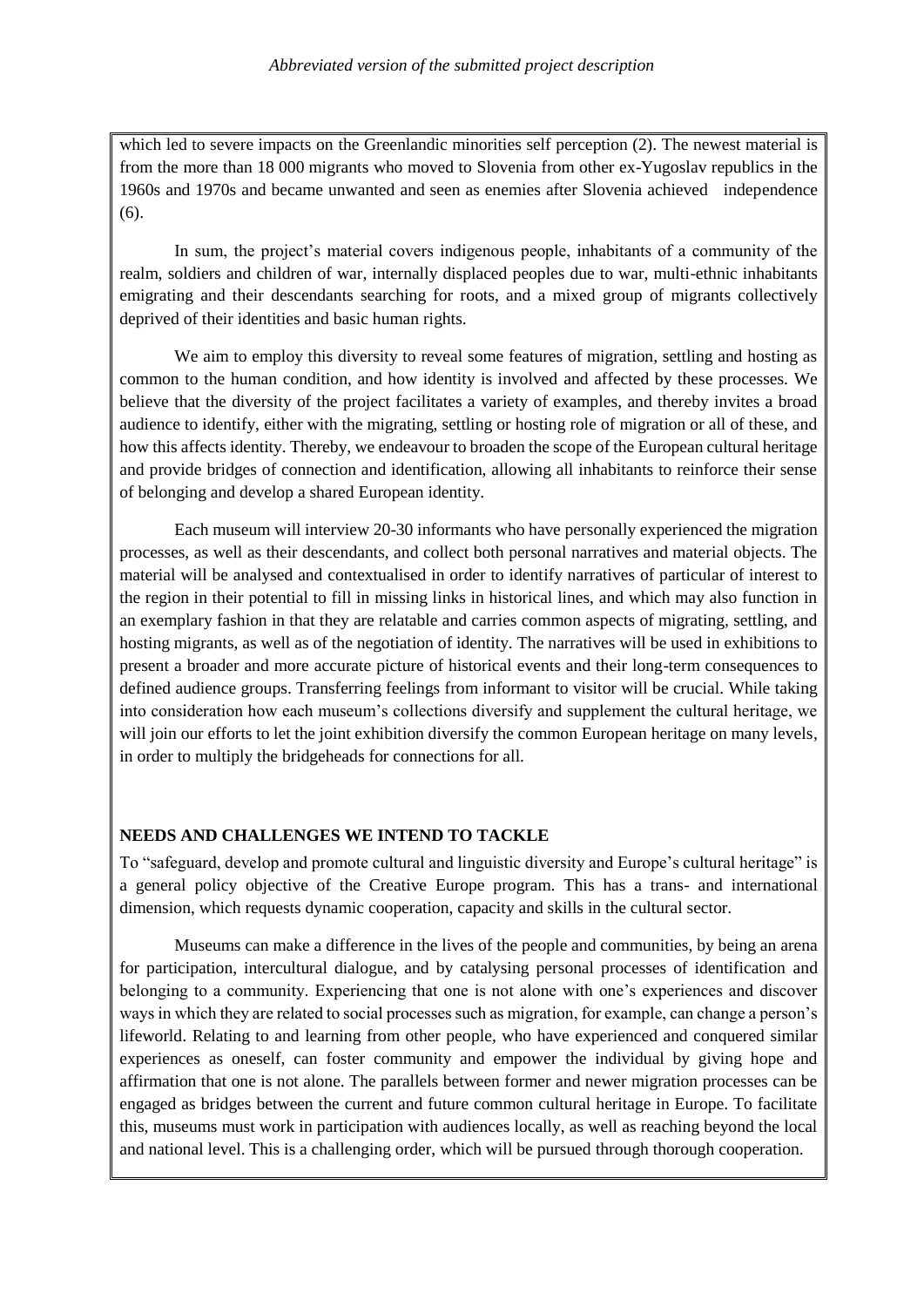which led to severe impacts on the Greenlandic minorities self perception (2). The newest material is from the more than 18 000 migrants who moved to Slovenia from other ex-Yugoslav republics in the 1960s and 1970s and became unwanted and seen as enemies after Slovenia achieved independence (6).

In sum, the project's material covers indigenous people, inhabitants of a community of the realm, soldiers and children of war, internally displaced peoples due to war, multi-ethnic inhabitants emigrating and their descendants searching for roots, and a mixed group of migrants collectively deprived of their identities and basic human rights.

We aim to employ this diversity to reveal some features of migration, settling and hosting as common to the human condition, and how identity is involved and affected by these processes. We believe that the diversity of the project facilitates a variety of examples, and thereby invites a broad audience to identify, either with the migrating, settling or hosting role of migration or all of these, and how this affects identity. Thereby, we endeavour to broaden the scope of the European cultural heritage and provide bridges of connection and identification, allowing all inhabitants to reinforce their sense of belonging and develop a shared European identity.

Each museum will interview 20-30 informants who have personally experienced the migration processes, as well as their descendants, and collect both personal narratives and material objects. The material will be analysed and contextualised in order to identify narratives of particular of interest to the region in their potential to fill in missing links in historical lines, and which may also function in an exemplary fashion in that they are relatable and carries common aspects of migrating, settling, and hosting migrants, as well as of the negotiation of identity. The narratives will be used in exhibitions to present a broader and more accurate picture of historical events and their long-term consequences to defined audience groups. Transferring feelings from informant to visitor will be crucial. While taking into consideration how each museum's collections diversify and supplement the cultural heritage, we will join our efforts to let the joint exhibition diversify the common European heritage on many levels, in order to multiply the bridgeheads for connections for all.

## NEEDS AND CHALLENGES WE INTEND TO TACKLE

To "safeguard, develop and promote cultural and linguistic diversity and Europe's cultural heritage" is a general policy objective of the Creative Europe program. This has a trans- and international dimension, which requests dynamic cooperation, capacity and skills in the cultural sector.

Museums can make a difference in the lives of the people and communities, by being an arena for participation, intercultural dialogue, and by catalysing personal processes of identification and belonging to a community. Experiencing that one is not alone with one's experiences and discover ways in which they are related to social processes such as migration, for example, can change a person's lifeworld. Relating to and learning from other people, who have experienced and conquered similar experiences as oneself, can foster community and empower the individual by giving hope and affirmation that one is not alone. The parallels between former and newer migration processes can be engaged as bridges between the current and future common cultural heritage in Europe. To facilitate this, museums must work in participation with audiences locally, as well as reaching beyond the local and national level. This is a challenging order, which will be pursued through thorough cooperation.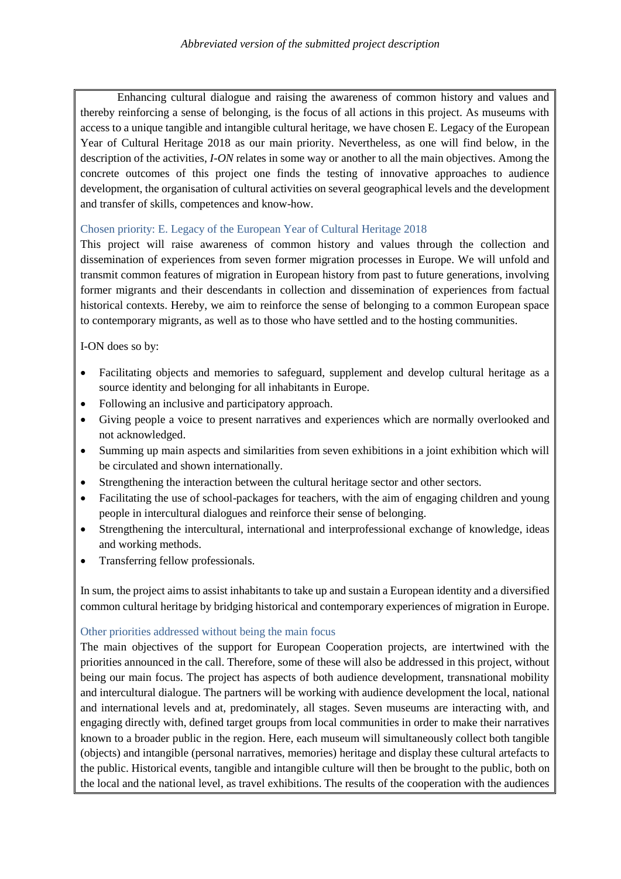*Abbreviated version of the submitted project description*

Enhancing cultural dialogue and raising the awareness of common history and values and thereby reinforcing a sense of belonging, is the focus of all actions in this project. As museums with access to a unique tangible and intangible cultural heritage, we have chosen E. Legacy of the European Year of Cultural Heritage 2018 as our main priority. Nevertheless, as one will find below, in the description of the activities, *I-ON* relates in some way or another to all the main objectives. Among the concrete outcomes of this project one finds the testing of innovative approaches to audience development, the organisation of cultural activities on several geographical levels and the development and transfer of skills, competences and know-how.

### Chosen priority: E. Legacy of the European Year of Cultural Heritage 2018

This project will raise awareness of common history and values through the collection and dissemination of experiences from seven former migration processes in Europe. We will unfold and transmit common features of migration in European history from past to future generations, involving former migrants and their descendants in collection and dissemination of experiences from factual historical contexts. Hereby, we aim to reinforce the sense of belonging to a common European space to contemporary migrants, as well as to those who have settled and to the hosting communities.

I-ON does so by:

- Facilitating objects and memories to safeguard, supplement and develop cultural heritage as a source identity and belonging for all inhabitants in Europe.
- Following an inclusive and participatory approach.
- Giving people a voice to present narratives and experiences which are normally overlooked and not acknowledged.
- Summing up main aspects and similarities from seven exhibitions in a joint exhibition which will be circulated and shown internationally.
- Strengthening the interaction between the cultural heritage sector and other sectors.
- Facilitating the use of school-packages for teachers, with the aim of engaging children and young people in intercultural dialogues and reinforce their sense of belonging.
- Strengthening the intercultural, international and interprofessional exchange of knowledge, ideas and working methods.
- Transferring fellow professionals.

In sum, the project aims to assist inhabitants to take up and sustain a European identity and a diversified common cultural heritage by bridging historical and contemporary experiences of migration in Europe.

### Other priorities addressed without being the main focus

The main objectives of the support for European Cooperation projects, are intertwined with the priorities announced in the call. Therefore, some of these will also be addressed in this project, without being our main focus. The project has aspects of both audience development, transnational mobility and intercultural dialogue. The partners will be working with audience development the local, national and international levels and at, predominately, all stages. Seven museums are interacting with, and engaging directly with, defined target groups from local communities in order to make their narratives known to a broader public in the region. Here, each museum will simultaneously collect both tangible (objects) and intangible (personal narratives, memories) heritage and display these cultural artefacts to the public. Historical events, tangible and intangible culture will then be brought to the public, both on the local and the national level, as travel exhibitions. The results of the cooperation with the audiences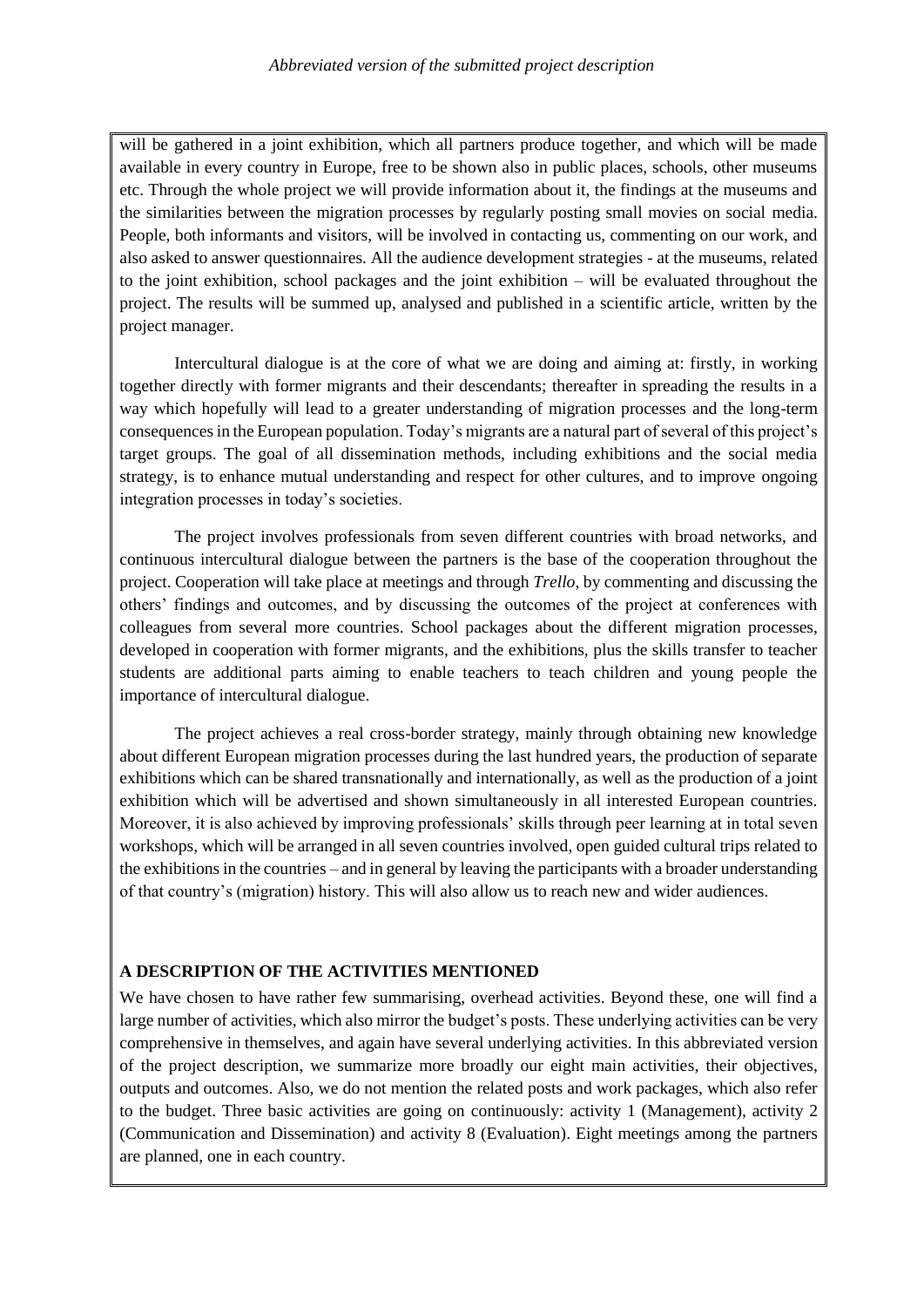will be gathered in a joint exhibition, which all partners produce together, and which will be made available in every country in Europe, free to be shown also in public places, schools, other museums etc. Through the whole project we will provide information about it, the findings at the museums and the similarities between the migration processes by regularly posting small movies on social media. People, both informants and visitors, will be involved in contacting us, commenting on our work, and also asked to answer questionnaires. All the audience development strategies - at the museums, related to the joint exhibition, school packages and the joint exhibition – will be evaluated throughout the project. The results will be summed up, analysed and published in a scientific article, written by the project manager.

Intercultural dialogue is at the core of what we are doing and aiming at: firstly, in working together directly with former migrants and their descendants; thereafter in spreading the results in a way which hopefully will lead to a greater understanding of migration processes and the long-term consequences in the European population. Today's migrants are a natural part of several of this project's target groups. The goal of all dissemination methods, including exhibitions and the social media strategy, is to enhance mutual understanding and respect for other cultures, and to improve ongoing integration processes in today's societies.

The project involves professionals from seven different countries with broad networks, and continuous intercultural dialogue between the partners is the base of the cooperation throughout the project. Cooperation will take place at meetings and through *Trello*, by commenting and discussing the others' findings and outcomes, and by discussing the outcomes of the project at conferences with colleagues from several more countries. School packages about the different migration processes, developed in cooperation with former migrants, and the exhibitions, plus the skills transfer to teacher students are additional parts aiming to enable teachers to teach children and young people the importance of intercultural dialogue.

The project achieves a real cross-border strategy, mainly through obtaining new knowledge about different European migration processes during the last hundred years, the production of separate exhibitions which can be shared transnationally and internationally, as well as the production of a joint exhibition which will be advertised and shown simultaneously in all interested European countries. Moreover, it is also achieved by improving professionals' skills through peer learning at in total seven workshops, which will be arranged in all seven countries involved, open guided cultural trips related to the exhibitions in the countries – and in general by leaving the participants with a broader understanding of that country's (migration) history. This will also allow us to reach new and wider audiences.

**A DESCRIPTION OF THE ACTIVITIES MENTIONED**

We have chosen to have rather few summarising, overhead activities. Beyond these, one will find a large number of activities, which also mirror the budget's posts. These underlying activities can be very comprehensive in themselves, and again have several underlying activities. In this abbreviated version of the project description, we summarize more broadly our eight main activities, their objectives, outputs and outcomes. Also, we do not mention the related posts and work packages, which also refer to the budget. Three basic activities are going on continuously: activity 1 (Management), activity 2 (Communication and Dissemination) and activity 8 (Evaluation). Eight meetings among the partners are planned, one in each country.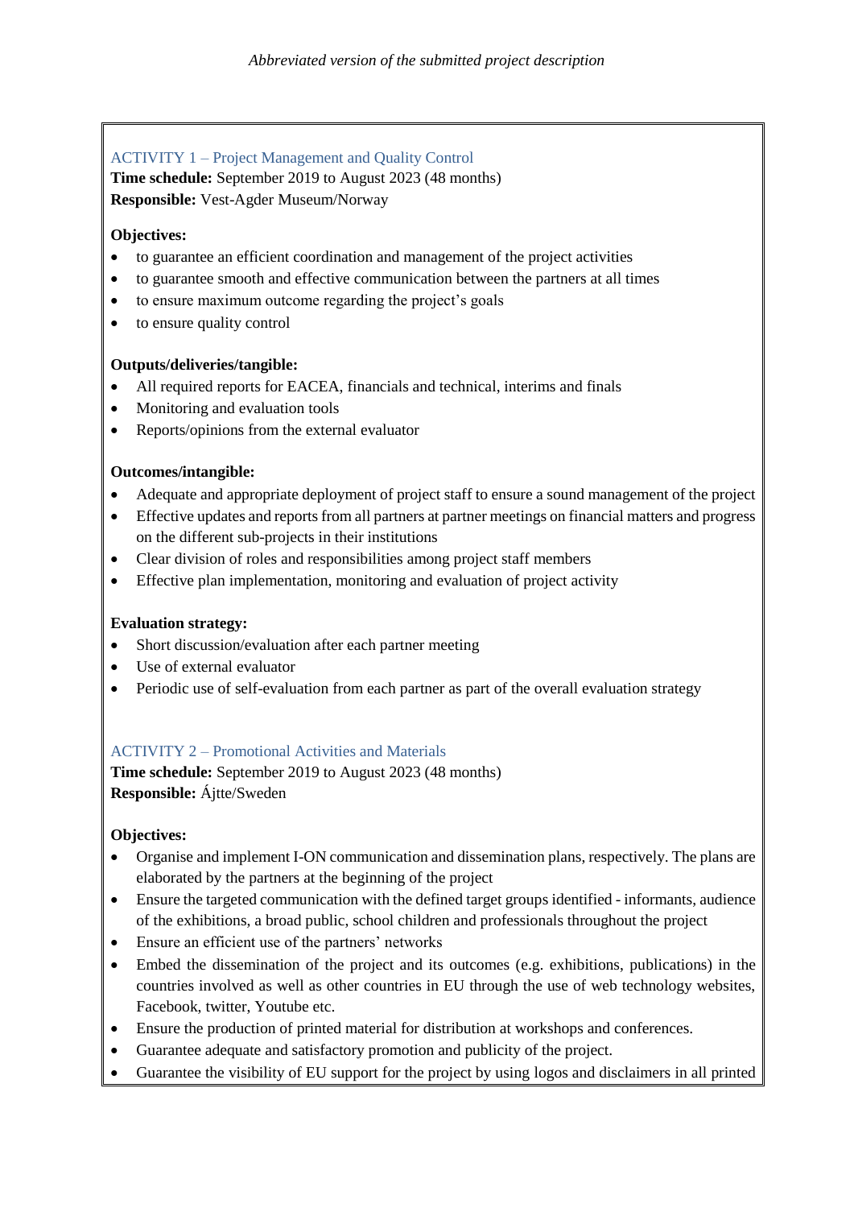*Abbreviated version of the submitted project description*

### ACTIVITY 1 – Project Management and Quality Control

**Time schedule:** September 2019 to August 2023 (48 months)
**Responsible:** Vest-Agder Museum/Norway

**Objectives:**

- to guarantee an efficient coordination and management of the project activities
- to guarantee smooth and effective communication between the partners at all times
- to ensure maximum outcome regarding the project's goals
- to ensure quality control

**Outputs/deliveries/tangible:**

- All required reports for EACEA, financials and technical, interims and finals
- Monitoring and evaluation tools
- Reports/opinions from the external evaluator

**Outcomes/intangible:**

- Adequate and appropriate deployment of project staff to ensure a sound management of the project
- Effective updates and reports from all partners at partner meetings on financial matters and progress on the different sub-projects in their institutions
- Clear division of roles and responsibilities among project staff members
- Effective plan implementation, monitoring and evaluation of project activity

**Evaluation strategy:**

- Short discussion/evaluation after each partner meeting
- Use of external evaluator
- Periodic use of self-evaluation from each partner as part of the overall evaluation strategy

### ACTIVITY 2 – Promotional Activities and Materials

**Time schedule:** September 2019 to August 2023 (48 months)
**Responsible:** Ájtte/Sweden

**Objectives:**

- Organise and implement I-ON communication and dissemination plans, respectively. The plans are elaborated by the partners at the beginning of the project
- Ensure the targeted communication with the defined target groups identified - informants, audience of the exhibitions, a broad public, school children and professionals throughout the project
- Ensure an efficient use of the partners' networks
- Embed the dissemination of the project and its outcomes (e.g. exhibitions, publications) in the countries involved as well as other countries in EU through the use of web technology websites, Facebook, twitter, Youtube etc.
- Ensure the production of printed material for distribution at workshops and conferences.
- Guarantee adequate and satisfactory promotion and publicity of the project.
- Guarantee the visibility of EU support for the project by using logos and disclaimers in all printed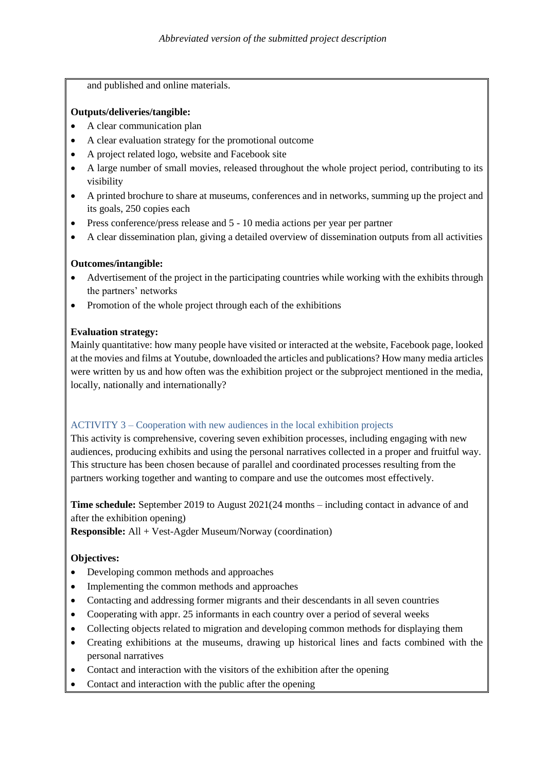and published and online materials.

**Outputs/deliveries/tangible:**

- A clear communication plan
- A clear evaluation strategy for the promotional outcome
- A project related logo, website and Facebook site
- A large number of small movies, released throughout the whole project period, contributing to its visibility
- A printed brochure to share at museums, conferences and in networks, summing up the project and its goals, 250 copies each
- Press conference/press release and 5 - 10 media actions per year per partner
- A clear dissemination plan, giving a detailed overview of dissemination outputs from all activities

**Outcomes/intangible:**

- Advertisement of the project in the participating countries while working with the exhibits through the partners' networks
- Promotion of the whole project through each of the exhibitions

**Evaluation strategy:**

Mainly quantitative: how many people have visited or interacted at the website, Facebook page, looked at the movies and films at Youtube, downloaded the articles and publications? How many media articles were written by us and how often was the exhibition project or the subproject mentioned in the media, locally, nationally and internationally?

### ACTIVITY 3 – Cooperation with new audiences in the local exhibition projects

This activity is comprehensive, covering seven exhibition processes, including engaging with new audiences, producing exhibits and using the personal narratives collected in a proper and fruitful way. This structure has been chosen because of parallel and coordinated processes resulting from the partners working together and wanting to compare and use the outcomes most effectively.

**Time schedule:** September 2019 to August 2021(24 months – including contact in advance of and after the exhibition opening)
**Responsible:** All + Vest-Agder Museum/Norway (coordination)

**Objectives:**

- Developing common methods and approaches
- Implementing the common methods and approaches
- Contacting and addressing former migrants and their descendants in all seven countries
- Cooperating with appr. 25 informants in each country over a period of several weeks
- Collecting objects related to migration and developing common methods for displaying them
- Creating exhibitions at the museums, drawing up historical lines and facts combined with the personal narratives
- Contact and interaction with the visitors of the exhibition after the opening
- Contact and interaction with the public after the opening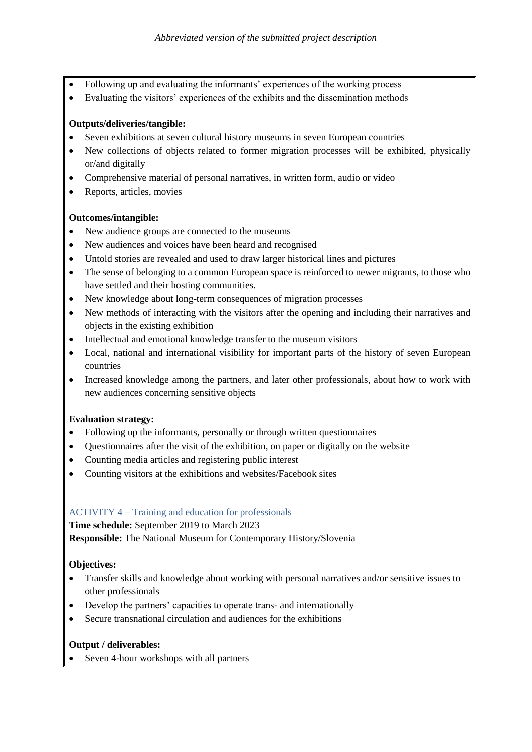- Following up and evaluating the informants' experiences of the working process
- Evaluating the visitors' experiences of the exhibits and the dissemination methods

**Outputs/deliveries/tangible:**

- Seven exhibitions at seven cultural history museums in seven European countries
- New collections of objects related to former migration processes will be exhibited, physically or/and digitally
- Comprehensive material of personal narratives, in written form, audio or video
- Reports, articles, movies

**Outcomes/intangible:**

- New audience groups are connected to the museums
- New audiences and voices have been heard and recognised
- Untold stories are revealed and used to draw larger historical lines and pictures
- The sense of belonging to a common European space is reinforced to newer migrants, to those who have settled and their hosting communities.
- New knowledge about long-term consequences of migration processes
- New methods of interacting with the visitors after the opening and including their narratives and objects in the existing exhibition
- Intellectual and emotional knowledge transfer to the museum visitors
- Local, national and international visibility for important parts of the history of seven European countries
- Increased knowledge among the partners, and later other professionals, about how to work with new audiences concerning sensitive objects

**Evaluation strategy:**

- Following up the informants, personally or through written questionnaires
- Questionnaires after the visit of the exhibition, on paper or digitally on the website
- Counting media articles and registering public interest
- Counting visitors at the exhibitions and websites/Facebook sites

## ACTIVITY 4 – Training and education for professionals

**Time schedule:** September 2019 to March 2023

**Responsible:** The National Museum for Contemporary History/Slovenia

**Objectives:**

- Transfer skills and knowledge about working with personal narratives and/or sensitive issues to other professionals
- Develop the partners' capacities to operate trans- and internationally
- Secure transnational circulation and audiences for the exhibitions

**Output / deliverables:**

- Seven 4-hour workshops with all partners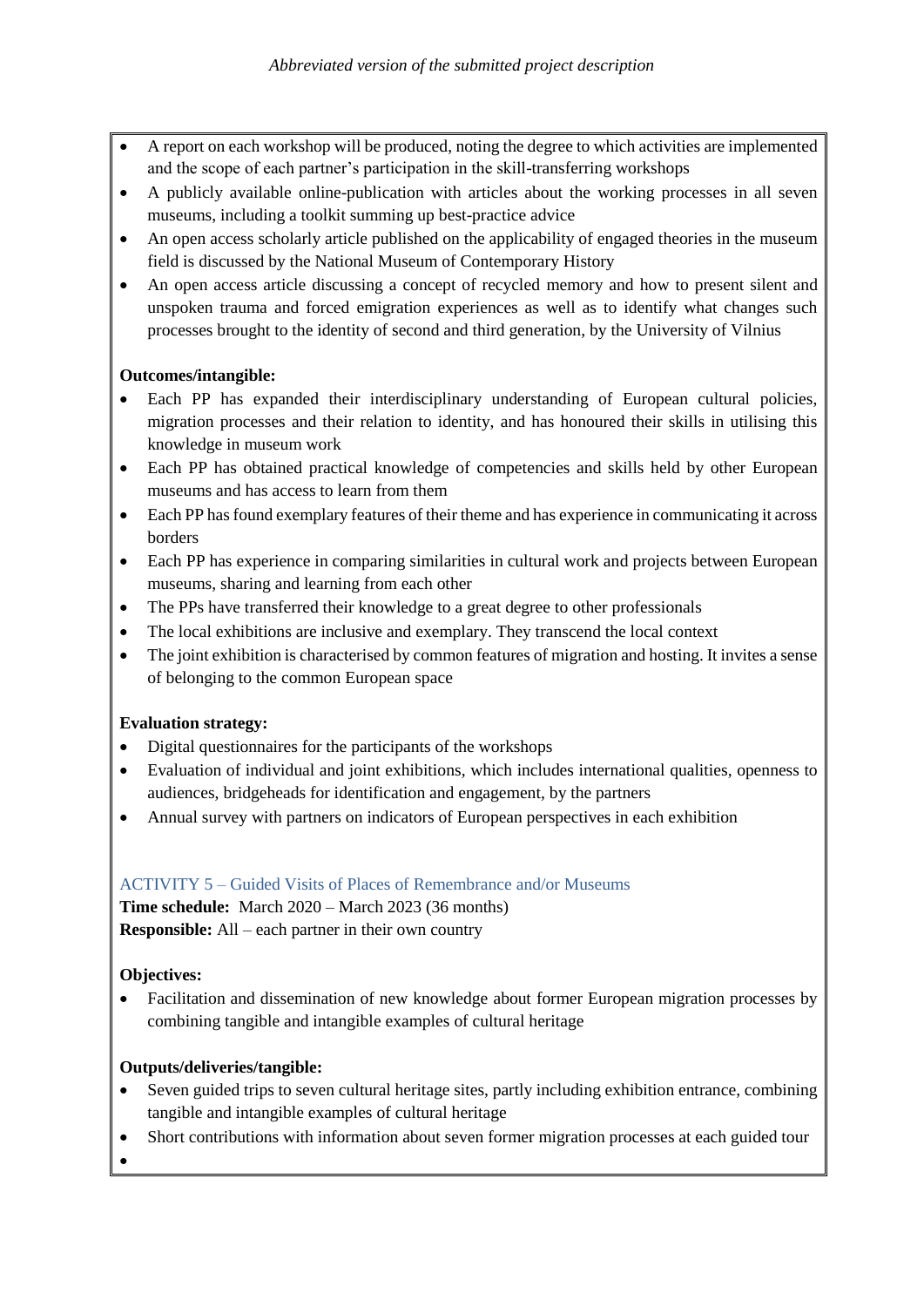- A report on each workshop will be produced, noting the degree to which activities are implemented and the scope of each partner's participation in the skill-transferring workshops
- A publicly available online-publication with articles about the working processes in all seven museums, including a toolkit summing up best-practice advice
- An open access scholarly article published on the applicability of engaged theories in the museum field is discussed by the National Museum of Contemporary History
- An open access article discussing a concept of recycled memory and how to present silent and unspoken trauma and forced emigration experiences as well as to identify what changes such processes brought to the identity of second and third generation, by the University of Vilnius

**Outcomes/intangible:**

- Each PP has expanded their interdisciplinary understanding of European cultural policies, migration processes and their relation to identity, and has honoured their skills in utilising this knowledge in museum work
- Each PP has obtained practical knowledge of competencies and skills held by other European museums and has access to learn from them
- Each PP has found exemplary features of their theme and has experience in communicating it across borders
- Each PP has experience in comparing similarities in cultural work and projects between European museums, sharing and learning from each other
- The PPs have transferred their knowledge to a great degree to other professionals
- The local exhibitions are inclusive and exemplary. They transcend the local context
- The joint exhibition is characterised by common features of migration and hosting. It invites a sense of belonging to the common European space

**Evaluation strategy:**

- Digital questionnaires for the participants of the workshops
- Evaluation of individual and joint exhibitions, which includes international qualities, openness to audiences, bridgeheads for identification and engagement, by the partners
- Annual survey with partners on indicators of European perspectives in each exhibition

### ACTIVITY 5 – Guided Visits of Places of Remembrance and/or Museums

**Time schedule:** March 2020 – March 2023 (36 months)
**Responsible:** All – each partner in their own country

**Objectives:**

- Facilitation and dissemination of new knowledge about former European migration processes by combining tangible and intangible examples of cultural heritage

**Outputs/deliveries/tangible:**

- Seven guided trips to seven cultural heritage sites, partly including exhibition entrance, combining tangible and intangible examples of cultural heritage
- Short contributions with information about seven former migration processes at each guided tour
-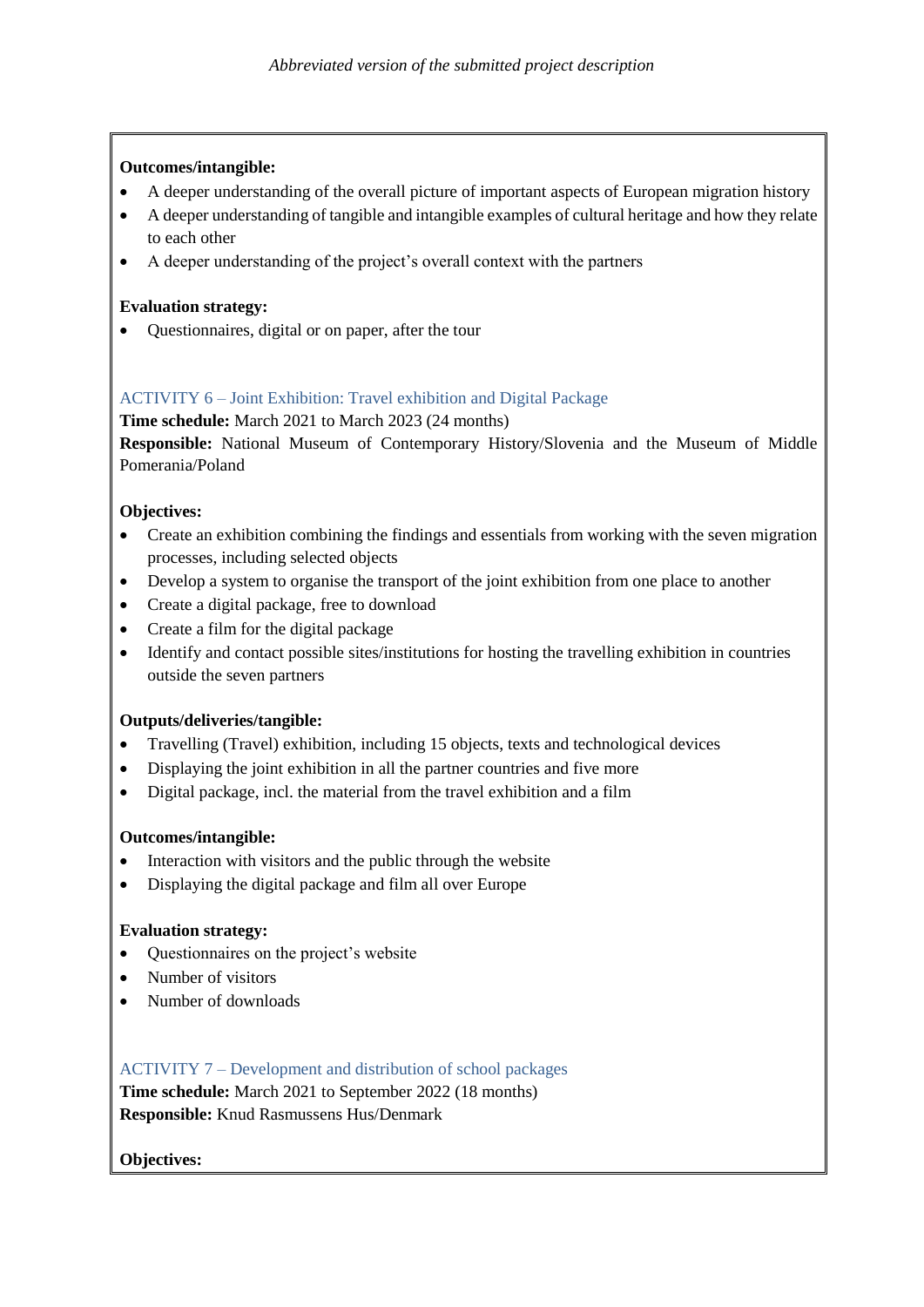**Outcomes/intangible:**

- A deeper understanding of the overall picture of important aspects of European migration history
- A deeper understanding of tangible and intangible examples of cultural heritage and how they relate to each other
- A deeper understanding of the project's overall context with the partners

**Evaluation strategy:**

- Questionnaires, digital or on paper, after the tour

### ACTIVITY 6 – Joint Exhibition: Travel exhibition and Digital Package

**Time schedule:** March 2021 to March 2023 (24 months)

**Responsible:** National Museum of Contemporary History/Slovenia and the Museum of Middle Pomerania/Poland

**Objectives:**

- Create an exhibition combining the findings and essentials from working with the seven migration processes, including selected objects
- Develop a system to organise the transport of the joint exhibition from one place to another
- Create a digital package, free to download
- Create a film for the digital package
- Identify and contact possible sites/institutions for hosting the travelling exhibition in countries outside the seven partners

**Outputs/deliveries/tangible:**

- Travelling (Travel) exhibition, including 15 objects, texts and technological devices
- Displaying the joint exhibition in all the partner countries and five more
- Digital package, incl. the material from the travel exhibition and a film

**Outcomes/intangible:**

- Interaction with visitors and the public through the website
- Displaying the digital package and film all over Europe

**Evaluation strategy:**

- Questionnaires on the project's website
- Number of visitors
- Number of downloads

### ACTIVITY 7 – Development and distribution of school packages

**Time schedule:** March 2021 to September 2022 (18 months)

**Responsible:** Knud Rasmussens Hus/Denmark

**Objectives:**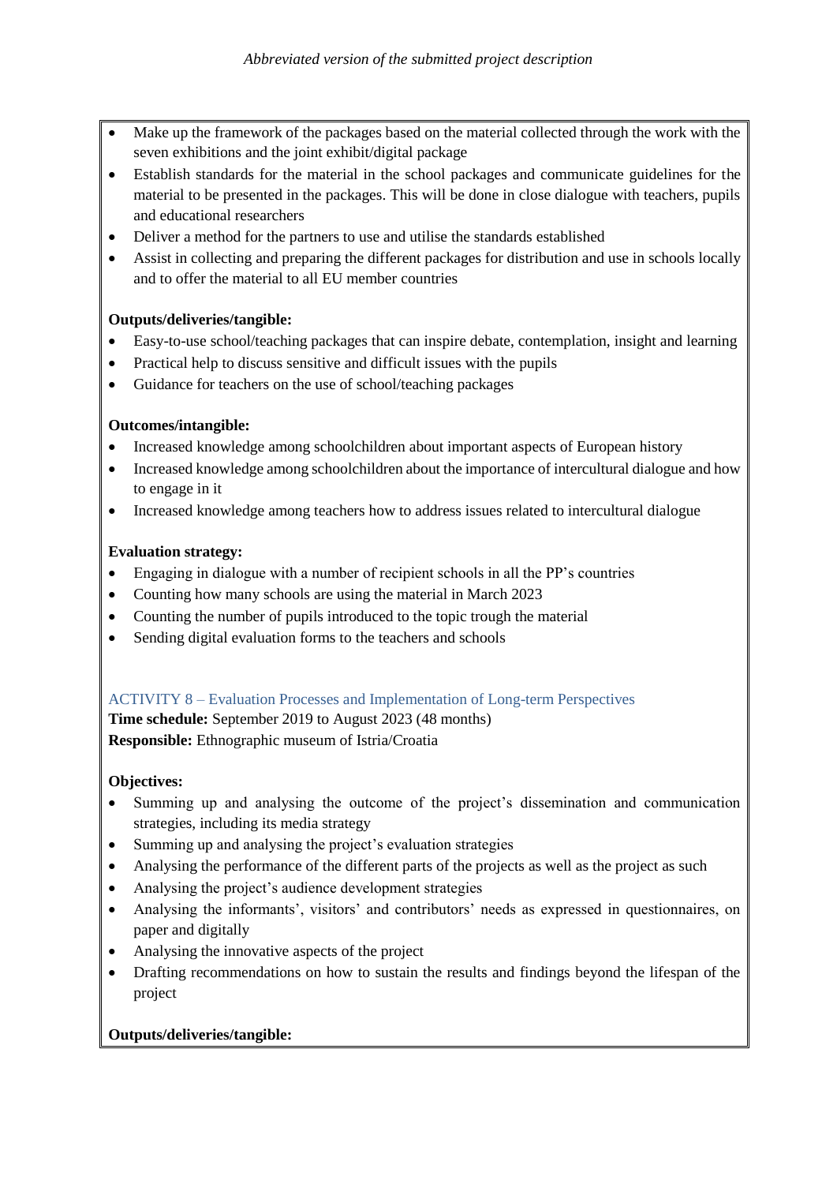- Make up the framework of the packages based on the material collected through the work with the seven exhibitions and the joint exhibit/digital package
- Establish standards for the material in the school packages and communicate guidelines for the material to be presented in the packages. This will be done in close dialogue with teachers, pupils and educational researchers
- Deliver a method for the partners to use and utilise the standards established
- Assist in collecting and preparing the different packages for distribution and use in schools locally and to offer the material to all EU member countries

**Outputs/deliveries/tangible:**

- Easy-to-use school/teaching packages that can inspire debate, contemplation, insight and learning
- Practical help to discuss sensitive and difficult issues with the pupils
- Guidance for teachers on the use of school/teaching packages

**Outcomes/intangible:**

- Increased knowledge among schoolchildren about important aspects of European history
- Increased knowledge among schoolchildren about the importance of intercultural dialogue and how to engage in it
- Increased knowledge among teachers how to address issues related to intercultural dialogue

**Evaluation strategy:**

- Engaging in dialogue with a number of recipient schools in all the PP's countries
- Counting how many schools are using the material in March 2023
- Counting the number of pupils introduced to the topic trough the material
- Sending digital evaluation forms to the teachers and schools

### ACTIVITY 8 – Evaluation Processes and Implementation of Long-term Perspectives

**Time schedule:** September 2019 to August 2023 (48 months)
**Responsible:** Ethnographic museum of Istria/Croatia

**Objectives:**

- Summing up and analysing the outcome of the project's dissemination and communication strategies, including its media strategy
- Summing up and analysing the project's evaluation strategies
- Analysing the performance of the different parts of the projects as well as the project as such
- Analysing the project's audience development strategies
- Analysing the informants', visitors' and contributors' needs as expressed in questionnaires, on paper and digitally
- Analysing the innovative aspects of the project
- Drafting recommendations on how to sustain the results and findings beyond the lifespan of the project

**Outputs/deliveries/tangible:**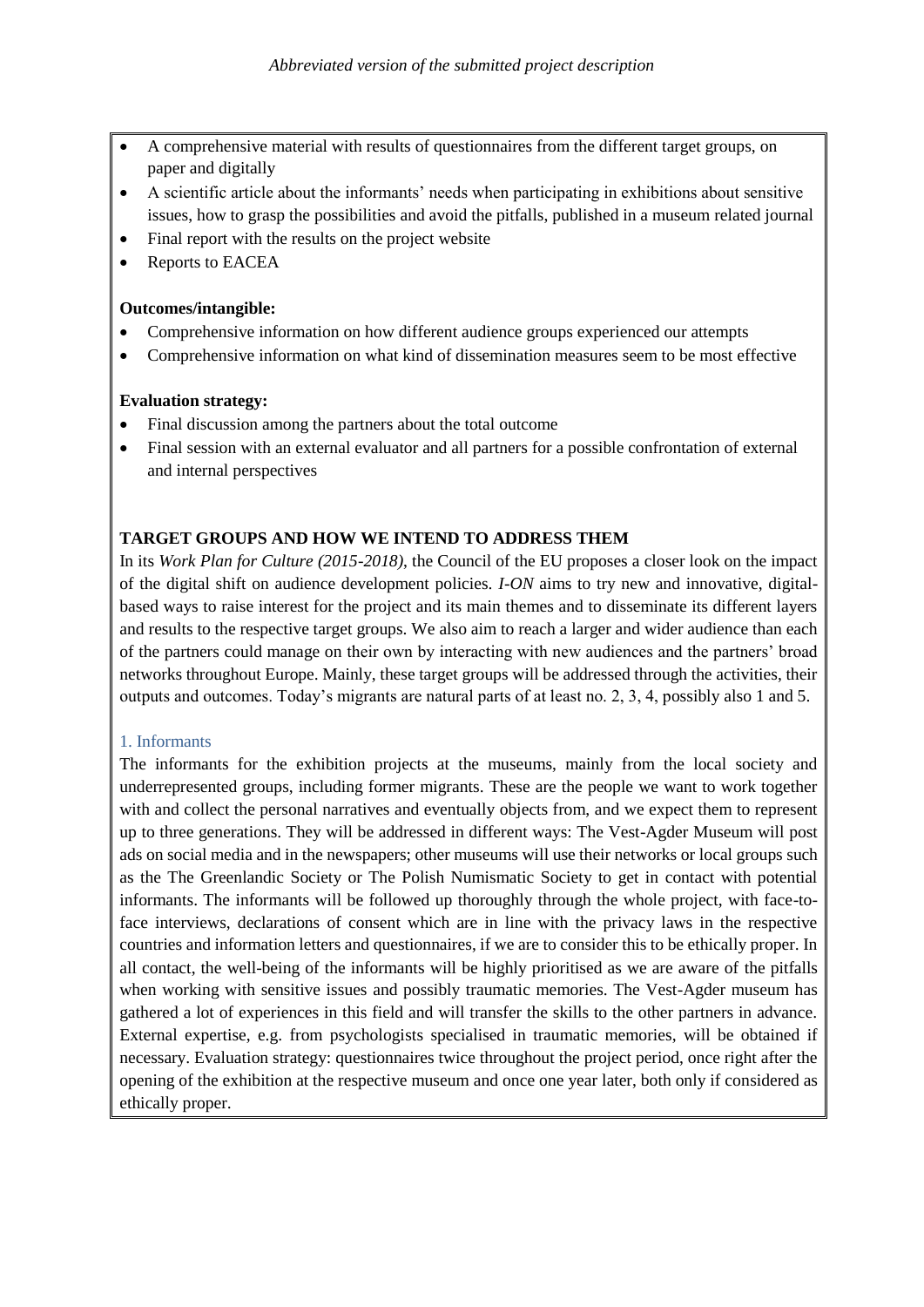- A comprehensive material with results of questionnaires from the different target groups, on paper and digitally
- A scientific article about the informants' needs when participating in exhibitions about sensitive issues, how to grasp the possibilities and avoid the pitfalls, published in a museum related journal
- Final report with the results on the project website
- Reports to EACEA

**Outcomes/intangible:**

- Comprehensive information on how different audience groups experienced our attempts
- Comprehensive information on what kind of dissemination measures seem to be most effective

**Evaluation strategy:**

- Final discussion among the partners about the total outcome
- Final session with an external evaluator and all partners for a possible confrontation of external and internal perspectives

## TARGET GROUPS AND HOW WE INTEND TO ADDRESS THEM

In its *Work Plan for Culture (2015-2018)*, the Council of the EU proposes a closer look on the impact of the digital shift on audience development policies. *I-ON* aims to try new and innovative, digital-based ways to raise interest for the project and its main themes and to disseminate its different layers and results to the respective target groups. We also aim to reach a larger and wider audience than each of the partners could manage on their own by interacting with new audiences and the partners' broad networks throughout Europe. Mainly, these target groups will be addressed through the activities, their outputs and outcomes. Today's migrants are natural parts of at least no. 2, 3, 4, possibly also 1 and 5.

### 1. Informants

The informants for the exhibition projects at the museums, mainly from the local society and underrepresented groups, including former migrants. These are the people we want to work together with and collect the personal narratives and eventually objects from, and we expect them to represent up to three generations. They will be addressed in different ways: The Vest-Agder Museum will post ads on social media and in the newspapers; other museums will use their networks or local groups such as the The Greenlandic Society or The Polish Numismatic Society to get in contact with potential informants. The informants will be followed up thoroughly through the whole project, with face-to-face interviews, declarations of consent which are in line with the privacy laws in the respective countries and information letters and questionnaires, if we are to consider this to be ethically proper. In all contact, the well-being of the informants will be highly prioritised as we are aware of the pitfalls when working with sensitive issues and possibly traumatic memories. The Vest-Agder museum has gathered a lot of experiences in this field and will transfer the skills to the other partners in advance. External expertise, e.g. from psychologists specialised in traumatic memories, will be obtained if necessary. Evaluation strategy: questionnaires twice throughout the project period, once right after the opening of the exhibition at the respective museum and once one year later, both only if considered as ethically proper.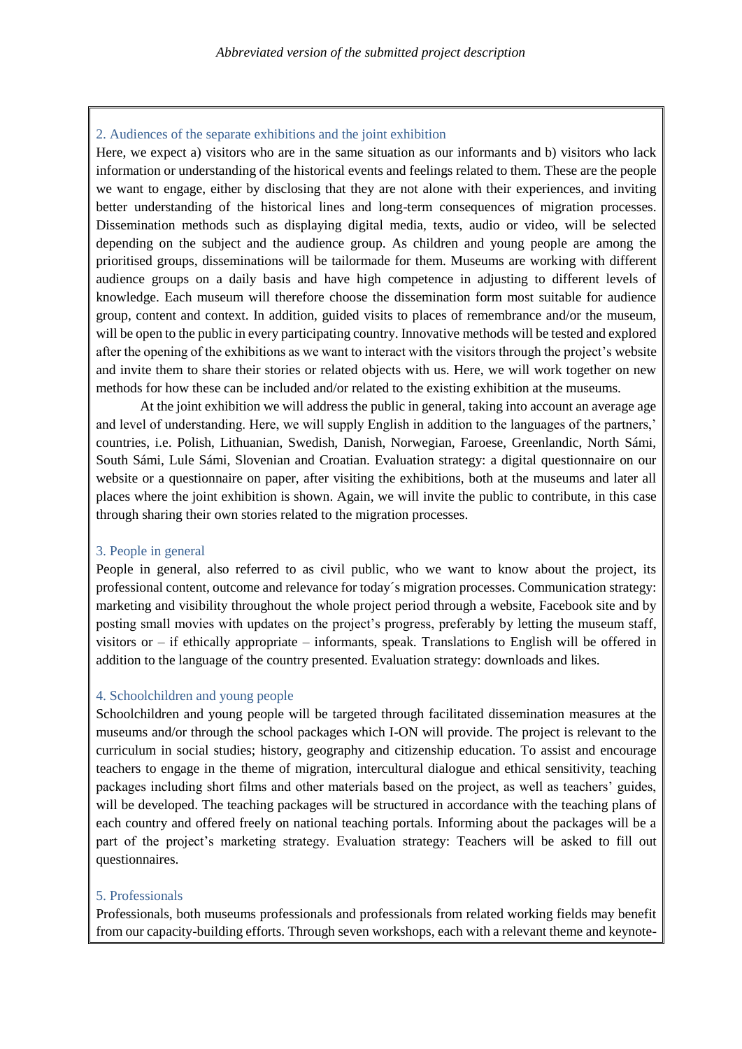## 2. Audiences of the separate exhibitions and the joint exhibition

Here, we expect a) visitors who are in the same situation as our informants and b) visitors who lack information or understanding of the historical events and feelings related to them. These are the people we want to engage, either by disclosing that they are not alone with their experiences, and inviting better understanding of the historical lines and long-term consequences of migration processes. Dissemination methods such as displaying digital media, texts, audio or video, will be selected depending on the subject and the audience group. As children and young people are among the prioritised groups, disseminations will be tailormade for them. Museums are working with different audience groups on a daily basis and have high competence in adjusting to different levels of knowledge. Each museum will therefore choose the dissemination form most suitable for audience group, content and context. In addition, guided visits to places of remembrance and/or the museum, will be open to the public in every participating country. Innovative methods will be tested and explored after the opening of the exhibitions as we want to interact with the visitors through the project's website and invite them to share their stories or related objects with us. Here, we will work together on new methods for how these can be included and/or related to the existing exhibition at the museums.

At the joint exhibition we will address the public in general, taking into account an average age and level of understanding. Here, we will supply English in addition to the languages of the partners,' countries, i.e. Polish, Lithuanian, Swedish, Danish, Norwegian, Faroese, Greenlandic, North Sámi, South Sámi, Lule Sámi, Slovenian and Croatian. Evaluation strategy: a digital questionnaire on our website or a questionnaire on paper, after visiting the exhibitions, both at the museums and later all places where the joint exhibition is shown. Again, we will invite the public to contribute, in this case through sharing their own stories related to the migration processes.

## 3. People in general

People in general, also referred to as civil public, who we want to know about the project, its professional content, outcome and relevance for today´s migration processes. Communication strategy: marketing and visibility throughout the whole project period through a website, Facebook site and by posting small movies with updates on the project's progress, preferably by letting the museum staff, visitors or – if ethically appropriate – informants, speak. Translations to English will be offered in addition to the language of the country presented. Evaluation strategy: downloads and likes.

## 4. Schoolchildren and young people

Schoolchildren and young people will be targeted through facilitated dissemination measures at the museums and/or through the school packages which I-ON will provide. The project is relevant to the curriculum in social studies; history, geography and citizenship education. To assist and encourage teachers to engage in the theme of migration, intercultural dialogue and ethical sensitivity, teaching packages including short films and other materials based on the project, as well as teachers' guides, will be developed. The teaching packages will be structured in accordance with the teaching plans of each country and offered freely on national teaching portals. Informing about the packages will be a part of the project's marketing strategy. Evaluation strategy: Teachers will be asked to fill out questionnaires.

## 5. Professionals

Professionals, both museums professionals and professionals from related working fields may benefit from our capacity-building efforts. Through seven workshops, each with a relevant theme and keynote-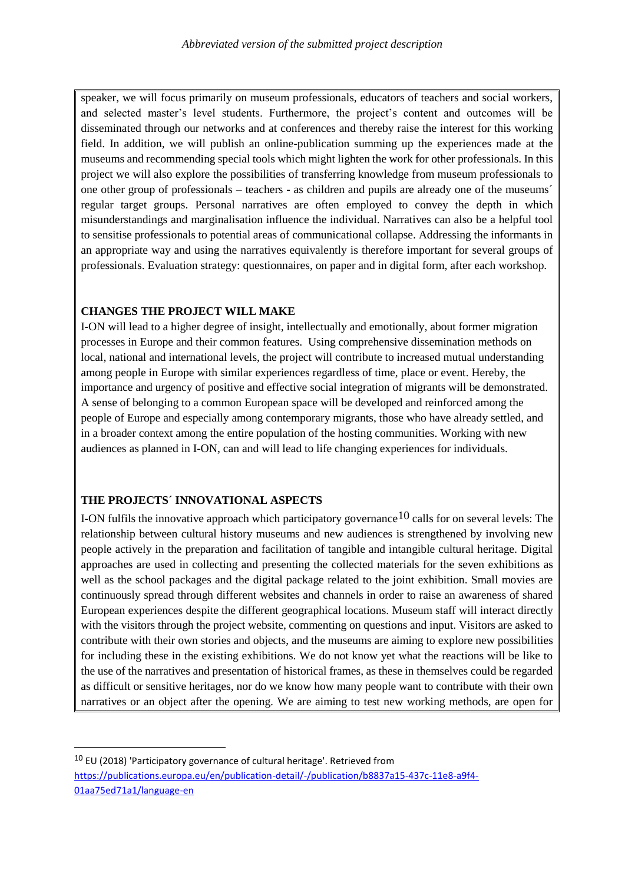speaker, we will focus primarily on museum professionals, educators of teachers and social workers, and selected master's level students. Furthermore, the project's content and outcomes will be disseminated through our networks and at conferences and thereby raise the interest for this working field. In addition, we will publish an online-publication summing up the experiences made at the museums and recommending special tools which might lighten the work for other professionals. In this project we will also explore the possibilities of transferring knowledge from museum professionals to one other group of professionals – teachers - as children and pupils are already one of the museums´ regular target groups. Personal narratives are often employed to convey the depth in which misunderstandings and marginalisation influence the individual. Narratives can also be a helpful tool to sensitise professionals to potential areas of communicational collapse. Addressing the informants in an appropriate way and using the narratives equivalently is therefore important for several groups of professionals. Evaluation strategy: questionnaires, on paper and in digital form, after each workshop.

**CHANGES THE PROJECT WILL MAKE**

I-ON will lead to a higher degree of insight, intellectually and emotionally, about former migration processes in Europe and their common features. Using comprehensive dissemination methods on local, national and international levels, the project will contribute to increased mutual understanding among people in Europe with similar experiences regardless of time, place or event. Hereby, the importance and urgency of positive and effective social integration of migrants will be demonstrated. A sense of belonging to a common European space will be developed and reinforced among the people of Europe and especially among contemporary migrants, those who have already settled, and in a broader context among the entire population of the hosting communities. Working with new audiences as planned in I-ON, can and will lead to life changing experiences for individuals.

**THE PROJECTS´ INNOVATIONAL ASPECTS**

I-ON fulfils the innovative approach which participatory governance[10] calls for on several levels: The relationship between cultural history museums and new audiences is strengthened by involving new people actively in the preparation and facilitation of tangible and intangible cultural heritage. Digital approaches are used in collecting and presenting the collected materials for the seven exhibitions as well as the school packages and the digital package related to the joint exhibition. Small movies are continuously spread through different websites and channels in order to raise an awareness of shared European experiences despite the different geographical locations. Museum staff will interact directly with the visitors through the project website, commenting on questions and input. Visitors are asked to contribute with their own stories and objects, and the museums are aiming to explore new possibilities for including these in the existing exhibitions. We do not know yet what the reactions will be like to the use of the narratives and presentation of historical frames, as these in themselves could be regarded as difficult or sensitive heritages, nor do we know how many people want to contribute with their own narratives or an object after the opening. We are aiming to test new working methods, are open for

---

[10] EU (2018) 'Participatory governance of cultural heritage'. Retrieved from https://publications.europa.eu/en/publication-detail/-/publication/b8837a15-437c-11e8-a9f4-01aa75ed71a1/language-en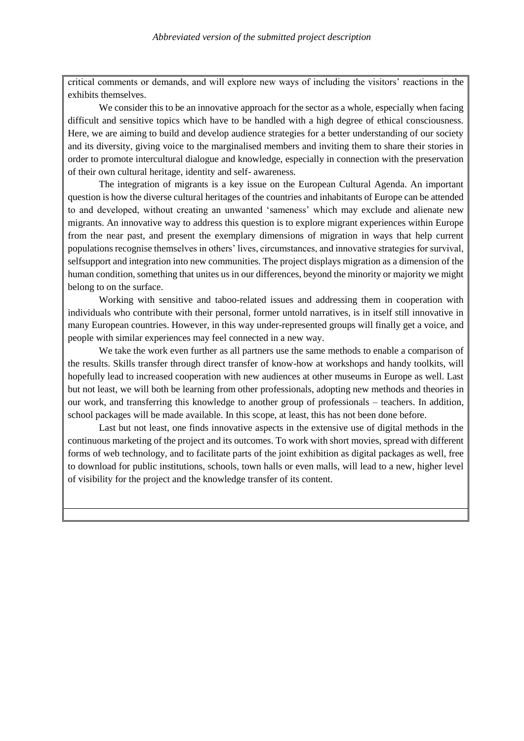critical comments or demands, and will explore new ways of including the visitors' reactions in the exhibits themselves.

We consider this to be an innovative approach for the sector as a whole, especially when facing difficult and sensitive topics which have to be handled with a high degree of ethical consciousness. Here, we are aiming to build and develop audience strategies for a better understanding of our society and its diversity, giving voice to the marginalised members and inviting them to share their stories in order to promote intercultural dialogue and knowledge, especially in connection with the preservation of their own cultural heritage, identity and self- awareness.

The integration of migrants is a key issue on the European Cultural Agenda. An important question is how the diverse cultural heritages of the countries and inhabitants of Europe can be attended to and developed, without creating an unwanted 'sameness' which may exclude and alienate new migrants. An innovative way to address this question is to explore migrant experiences within Europe from the near past, and present the exemplary dimensions of migration in ways that help current populations recognise themselves in others' lives, circumstances, and innovative strategies for survival, selfsupport and integration into new communities. The project displays migration as a dimension of the human condition, something that unites us in our differences, beyond the minority or majority we might belong to on the surface.

Working with sensitive and taboo-related issues and addressing them in cooperation with individuals who contribute with their personal, former untold narratives, is in itself still innovative in many European countries. However, in this way under-represented groups will finally get a voice, and people with similar experiences may feel connected in a new way.

We take the work even further as all partners use the same methods to enable a comparison of the results. Skills transfer through direct transfer of know-how at workshops and handy toolkits, will hopefully lead to increased cooperation with new audiences at other museums in Europe as well. Last but not least, we will both be learning from other professionals, adopting new methods and theories in our work, and transferring this knowledge to another group of professionals – teachers. In addition, school packages will be made available. In this scope, at least, this has not been done before.

Last but not least, one finds innovative aspects in the extensive use of digital methods in the continuous marketing of the project and its outcomes. To work with short movies, spread with different forms of web technology, and to facilitate parts of the joint exhibition as digital packages as well, free to download for public institutions, schools, town halls or even malls, will lead to a new, higher level of visibility for the project and the knowledge transfer of its content.